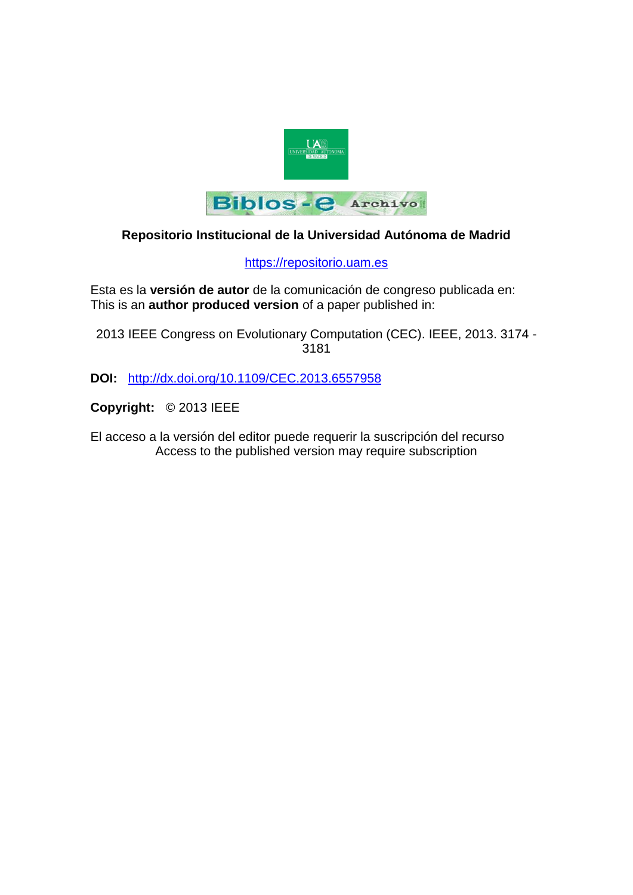**Repositorio Institucional de la Universidad Autónoma de Madrid**

https://repositorio.uam.es

Esta es la **versión de autor** de la comunicación de congreso publicada en:
This is an **author produced version** of a paper published in:

2013 IEEE Congress on Evolutionary Computation (CEC). IEEE, 2013. 3174 - 3181

**DOI:** http://dx.doi.org/10.1109/CEC.2013.6557958

**Copyright:** © 2013 IEEE

El acceso a la versión del editor puede requerir la suscripción del recurso
Access to the published version may require subscription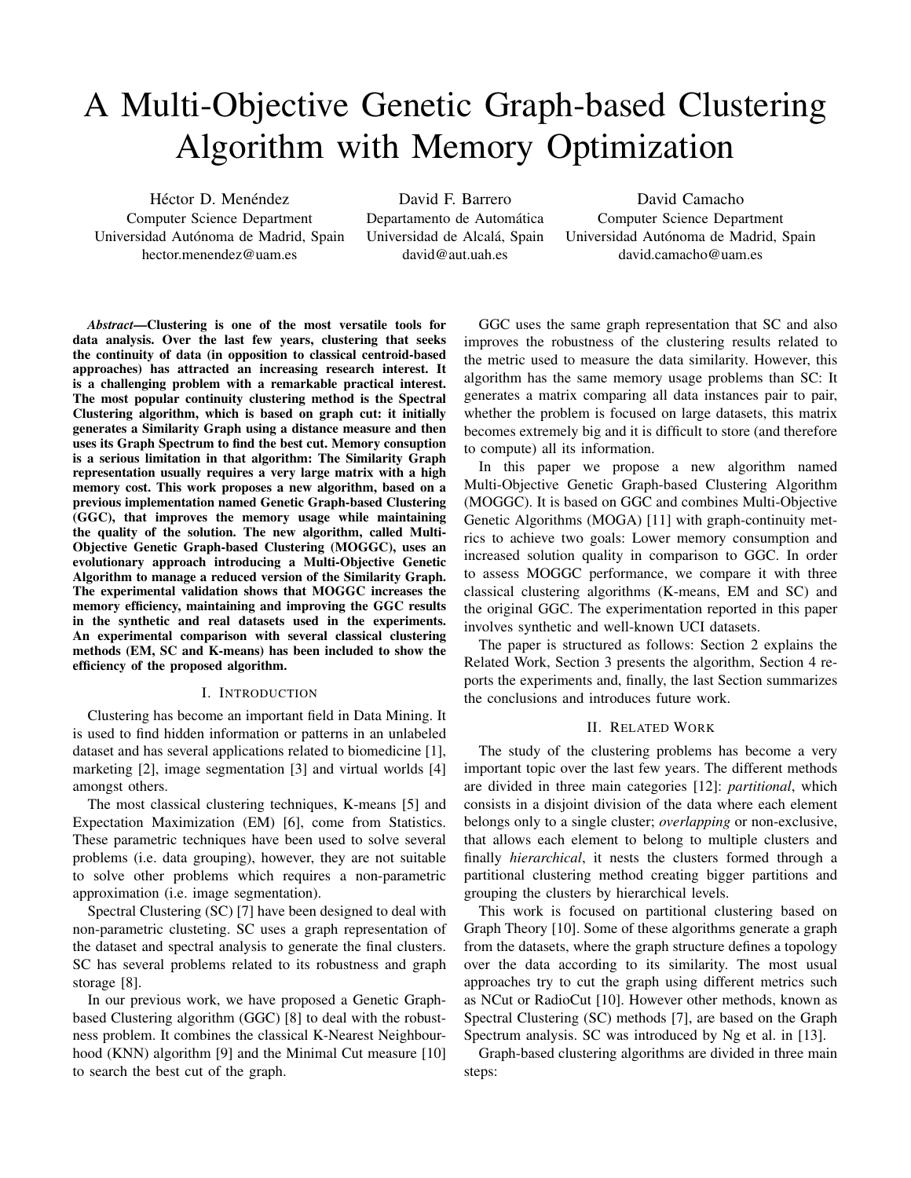# A Multi-Objective Genetic Graph-based Clustering Algorithm with Memory Optimization

Héctor D. Menéndez
Computer Science Department
Universidad Autónoma de Madrid, Spain
hector.menendez@uam.es

David F. Barrero
Departamento de Automática
Universidad de Alcalá, Spain
david@aut.uah.es

David Camacho
Computer Science Department
Universidad Autónoma de Madrid, Spain
david.camacho@uam.es

***Abstract*—Clustering is one of the most versatile tools for data analysis. Over the last few years, clustering that seeks the continuity of data (in opposition to classical centroid-based approaches) has attracted an increasing research interest. It is a challenging problem with a remarkable practical interest. The most popular continuity clustering method is the Spectral Clustering algorithm, which is based on graph cut: it initially generates a Similarity Graph using a distance measure and then uses its Graph Spectrum to find the best cut. Memory consuption is a serious limitation in that algorithm: The Similarity Graph representation usually requires a very large matrix with a high memory cost. This work proposes a new algorithm, based on a previous implementation named Genetic Graph-based Clustering (GGC), that improves the memory usage while maintaining the quality of the solution. The new algorithm, called Multi-Objective Genetic Graph-based Clustering (MOGGC), uses an evolutionary approach introducing a Multi-Objective Genetic Algorithm to manage a reduced version of the Similarity Graph. The experimental validation shows that MOGGC increases the memory efficiency, maintaining and improving the GGC results in the synthetic and real datasets used in the experiments. An experimental comparison with several classical clustering methods (EM, SC and K-means) has been included to show the efficiency of the proposed algorithm.**

## I. Introduction

Clustering has become an important field in Data Mining. It is used to find hidden information or patterns in an unlabeled dataset and has several applications related to biomedicine [1], marketing [2], image segmentation [3] and virtual worlds [4] amongst others.

The most classical clustering techniques, K-means [5] and Expectation Maximization (EM) [6], come from Statistics. These parametric techniques have been used to solve several problems (i.e. data grouping), however, they are not suitable to solve other problems which requires a non-parametric approximation (i.e. image segmentation).

Spectral Clustering (SC) [7] have been designed to deal with non-parametric clusteting. SC uses a graph representation of the dataset and spectral analysis to generate the final clusters. SC has several problems related to its robustness and graph storage [8].

In our previous work, we have proposed a Genetic Graph-based Clustering algorithm (GGC) [8] to deal with the robustness problem. It combines the classical K-Nearest Neighbourhood (KNN) algorithm [9] and the Minimal Cut measure [10] to search the best cut of the graph.

GGC uses the same graph representation that SC and also improves the robustness of the clustering results related to the metric used to measure the data similarity. However, this algorithm has the same memory usage problems than SC: It generates a matrix comparing all data instances pair to pair, whether the problem is focused on large datasets, this matrix becomes extremely big and it is difficult to store (and therefore to compute) all its information.

In this paper we propose a new algorithm named Multi-Objective Genetic Graph-based Clustering Algorithm (MOGGC). It is based on GGC and combines Multi-Objective Genetic Algorithms (MOGA) [11] with graph-continuity metrics to achieve two goals: Lower memory consumption and increased solution quality in comparison to GGC. In order to assess MOGGC performance, we compare it with three classical clustering algorithms (K-means, EM and SC) and the original GGC. The experimentation reported in this paper involves synthetic and well-known UCI datasets.

The paper is structured as follows: Section 2 explains the Related Work, Section 3 presents the algorithm, Section 4 reports the experiments and, finally, the last Section summarizes the conclusions and introduces future work.

## II. Related Work

The study of the clustering problems has become a very important topic over the last few years. The different methods are divided in three main categories [12]: *partitional*, which consists in a disjoint division of the data where each element belongs only to a single cluster; *overlapping* or non-exclusive, that allows each element to belong to multiple clusters and finally *hierarchical*, it nests the clusters formed through a partitional clustering method creating bigger partitions and grouping the clusters by hierarchical levels.

This work is focused on partitional clustering based on Graph Theory [10]. Some of these algorithms generate a graph from the datasets, where the graph structure defines a topology over the data according to its similarity. The most usual approaches try to cut the graph using different metrics such as NCut or RadioCut [10]. However other methods, known as Spectral Clustering (SC) methods [7], are based on the Graph Spectrum analysis. SC was introduced by Ng et al. in [13].

Graph-based clustering algorithms are divided in three main steps: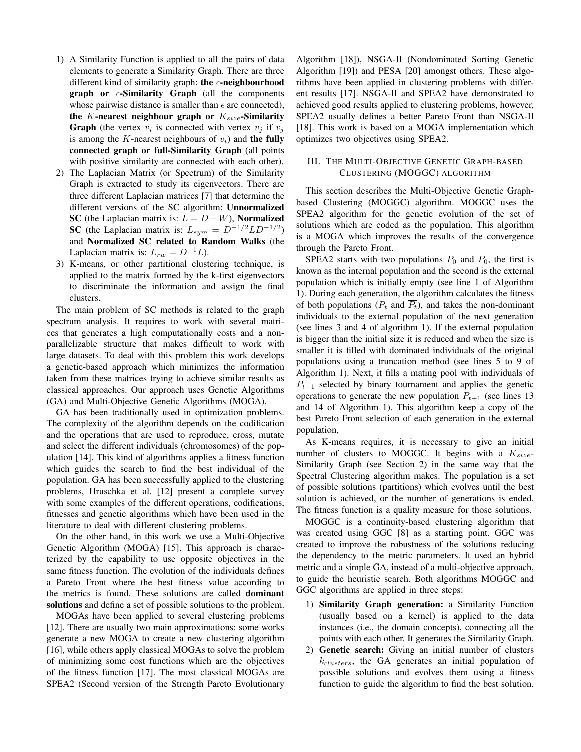1) A Similarity Function is applied to all the pairs of data elements to generate a Similarity Graph. There are three different kind of similarity graph: **the $\epsilon$-neighbourhood graph or $\epsilon$-Similarity Graph** (all the components whose pairwise distance is smaller than $\epsilon$ are connected), **the $K$-nearest neighbour graph or $K_{size}$-Similarity Graph** (the vertex $v_i$ is connected with vertex $v_j$ if $v_j$ is among the $K$-nearest neighbours of $v_i$) and **the fully connected graph or full-Similarity Graph** (all points with positive similarity are connected with each other).
2) The Laplacian Matrix (or Spectrum) of the Similarity Graph is extracted to study its eigenvectors. There are three different Laplacian matrices [7] that determine the different versions of the SC algorithm: **Unnormalized SC** (the Laplacian matrix is: $L = D - W$), **Normalized SC** (the Laplacian matrix is: $L_{sym} = D^{-1/2}LD^{-1/2}$) and **Normalized SC related to Random Walks** (the Laplacian matrix is: $L_{rw} = D^{-1}L$).
3) K-means, or other partitional clustering technique, is applied to the matrix formed by the k-first eigenvectors to discriminate the information and assign the final clusters.

The main problem of SC methods is related to the graph spectrum analysis. It requires to work with several matrices that generates a high computationally costs and a non-parallelizable structure that makes difficult to work with large datasets. To deal with this problem this work develops a genetic-based approach which minimizes the information taken from these matrices trying to achieve similar results as classical approaches. Our approach uses Genetic Algorithms (GA) and Multi-Objective Genetic Algorithms (MOGA).

GA has been traditionally used in optimization problems. The complexity of the algorithm depends on the codification and the operations that are used to reproduce, cross, mutate and select the different individuals (chromosomes) of the population [14]. This kind of algorithms applies a fitness function which guides the search to find the best individual of the population. GA has been successfully applied to the clustering problems, Hruschka et al. [12] present a complete survey with some examples of the different operations, codifications, fitnesses and genetic algorithms which have been used in the literature to deal with different clustering problems.

On the other hand, in this work we use a Multi-Objective Genetic Algorithm (MOGA) [15]. This approach is characterized by the capability to use opposite objectives in the same fitness function. The evolution of the individuals defines a Pareto Front where the best fitness value according to the metrics is found. These solutions are called **dominant solutions** and define a set of possible solutions to the problem.

MOGAs have been applied to several clustering problems [12]. There are usually two main approximations: some works generate a new MOGA to create a new clustering algorithm [16], while others apply classical MOGAs to solve the problem of minimizing some cost functions which are the objectives of the fitness function [17]. The most classical MOGAs are SPEA2 (Second version of the Strength Pareto Evolutionary Algorithm [18]), NSGA-II (Nondominated Sorting Genetic Algorithm [19]) and PESA [20] amongst others. These algorithms have been applied in clustering problems with different results [17]. NSGA-II and SPEA2 have demonstrated to achieved good results applied to clustering problems, however, SPEA2 usually defines a better Pareto Front than NSGA-II [18]. This work is based on a MOGA implementation which optimizes two objectives using SPEA2.

## III. The Multi-Objective Genetic Graph-based Clustering (MOGGC) algorithm

This section describes the Multi-Objective Genetic Graph-based Clustering (MOGGC) algorithm. MOGGC uses the SPEA2 algorithm for the genetic evolution of the set of solutions which are coded as the population. This algorithm is a MOGA which improves the results of the convergence through the Pareto Front.

SPEA2 starts with two populations $P_0$ and $\overline{P_0}$, the first is known as the internal population and the second is the external population which is initially empty (see line 1 of Algorithm 1). During each generation, the algorithm calculates the fitness of both populations ($P_t$ and $\overline{P_t}$), and takes the non-dominant individuals to the external population of the next generation (see lines 3 and 4 of algorithm 1). If the external population is bigger than the initial size it is reduced and when the size is smaller it is filled with dominated individuals of the original populations using a truncation method (see lines 5 to 9 of Algorithm 1). Next, it fills a mating pool with individuals of $\overline{P_{t+1}}$ selected by binary tournament and applies the genetic operations to generate the new population $P_{t+1}$ (see lines 13 and 14 of Algorithm 1). This algorithm keep a copy of the best Pareto Front selection of each generation in the external population,

As K-means requires, it is necessary to give an initial number of clusters to MOGGC. It begins with a $K_{size}$-Similarity Graph (see Section 2) in the same way that the Spectral Clustering algorithm makes. The population is a set of possible solutions (partitions) which evolves until the best solution is achieved, or the number of generations is ended. The fitness function is a quality measure for those solutions.

MOGGC is a continuity-based clustering algorithm that was created using GGC [8] as a starting point. GGC was created to improve the robustness of the solutions reducing the dependency to the metric parameters. It used an hybrid metric and a simple GA, instead of a multi-objective approach, to guide the heuristic search. Both algorithms MOGGC and GGC algorithms are applied in three steps:

1) **Similarity Graph generation:** a Similarity Function (usually based on a kernel) is applied to the data instances (i.e., the domain concepts), connecting all the points with each other. It generates the Similarity Graph.
2) **Genetic search:** Giving an initial number of clusters $k_{clusters}$, the GA generates an initial population of possible solutions and evolves them using a fitness function to guide the algorithm to find the best solution.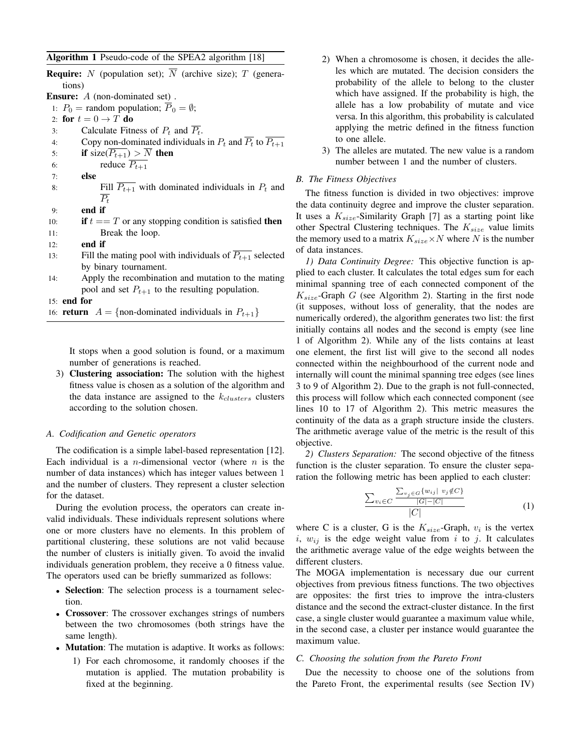**Algorithm 1** Pseudo-code of the SPEA2 algorithm [18]

**Require:** $N$ (population set); $\overline{N}$ (archive size); $T$ (generations)
**Ensure:** $A$ (non-dominated set) .

```
1:  P_0 = random population; P̄_0 = ∅;
2:  for t = 0 → T do
3:      Calculate Fitness of P_t and P̄_t.
4:      Copy non-dominated individuals in P_t and P̄_t to P̄_{t+1}
5:      if size(P̄_{t+1}) > N̄ then
6:          reduce P̄_{t+1}
7:      else
8:          Fill P̄_{t+1} with dominated individuals in P_t and P̄_t
9:      end if
10:     if t == T or any stopping condition is satisfied then
11:         Break the loop.
12:     end if
13:     Fill the mating pool with individuals of P̄_{t+1} selected by binary tournament.
14:     Apply the recombination and mutation to the mating pool and set P_{t+1} to the resulting population.
15: end for
16: return A = {non-dominated individuals in P_{t+1}}
```

It stops when a good solution is found, or a maximum number of generations is reached.

3) **Clustering association:** The solution with the highest fitness value is chosen as a solution of the algorithm and the data instance are assigned to the $k_{clusters}$ clusters according to the solution chosen.

### *A. Codification and Genetic operators*

The codification is a simple label-based representation [12]. Each individual is a $n$-dimensional vector (where $n$ is the number of data instances) which has integer values between 1 and the number of clusters. They represent a cluster selection for the dataset.

During the evolution process, the operators can create invalid individuals. These individuals represent solutions where one or more clusters have no elements. In this problem of partitional clustering, these solutions are not valid because the number of clusters is initially given. To avoid the invalid individuals generation problem, they receive a 0 fitness value. The operators used can be briefly summarized as follows:

- **Selection**: The selection process is a tournament selection.
- **Crossover**: The crossover exchanges strings of numbers between the two chromosomes (both strings have the same length).
- **Mutation**: The mutation is adaptive. It works as follows:
  1) For each chromosome, it randomly chooses if the mutation is applied. The mutation probability is fixed at the beginning.
  2) When a chromosome is chosen, it decides the alleles which are mutated. The decision considers the probability of the allele to belong to the cluster which have assigned. If the probability is high, the allele has a low probability of mutate and vice versa. In this algorithm, this probability is calculated applying the metric defined in the fitness function to one allele.
  3) The alleles are mutated. The new value is a random number between 1 and the number of clusters.

### *B. The Fitness Objectives*

The fitness function is divided in two objectives: improve the data continuity degree and improve the cluster separation. It uses a $K_{size}$-Similarity Graph [7] as a starting point like other Spectral Clustering techniques. The $K_{size}$ value limits the memory used to a matrix $K_{size} \times N$ where $N$ is the number of data instances.

*1) Data Continuity Degree:* This objective function is applied to each cluster. It calculates the total edges sum for each minimal spanning tree of each connected component of the $K_{size}$-Graph $G$ (see Algorithm 2). Starting in the first node (it supposes, without loss of generality, that the nodes are numerically ordered), the algorithm generates two list: the first initially contains all nodes and the second is empty (see line 1 of Algorithm 2). While any of the lists contains at least one element, the first list will give to the second all nodes connected within the neighbourhood of the current node and internally will count the minimal spanning tree edges (see lines 3 to 9 of Algorithm 2). Due to the graph is not full-connected, this process will follow which each connected component (see lines 10 to 17 of Algorithm 2). This metric measures the continuity of the data as a graph structure inside the clusters. The arithmetic average value of the metric is the result of this objective.

*2) Clusters Separation:* The second objective of the fitness function is the cluster separation. To ensure the cluster separation the following metric has been applied to each cluster:

$$\frac{\sum_{v_i \in C} \frac{\sum_{v_j \in G}\{w_{ij} | \ v_j \notin C\}}{|G| - |C|}}{|C|} \tag{1}$$

where C is a cluster, G is the $K_{size}$-Graph, $v_i$ is the vertex $i$, $w_{ij}$ is the edge weight value from $i$ to $j$. It calculates the arithmetic average value of the edge weights between the different clusters.

The MOGA implementation is necessary due our current objectives from previous fitness functions. The two objectives are opposites: the first tries to improve the intra-clusters distance and the second the extract-cluster distance. In the first case, a single cluster would guarantee a maximum value while, in the second case, a cluster per instance would guarantee the maximum value.

### *C. Choosing the solution from the Pareto Front*

Due the necessity to choose one of the solutions from the Pareto Front, the experimental results (see Section IV)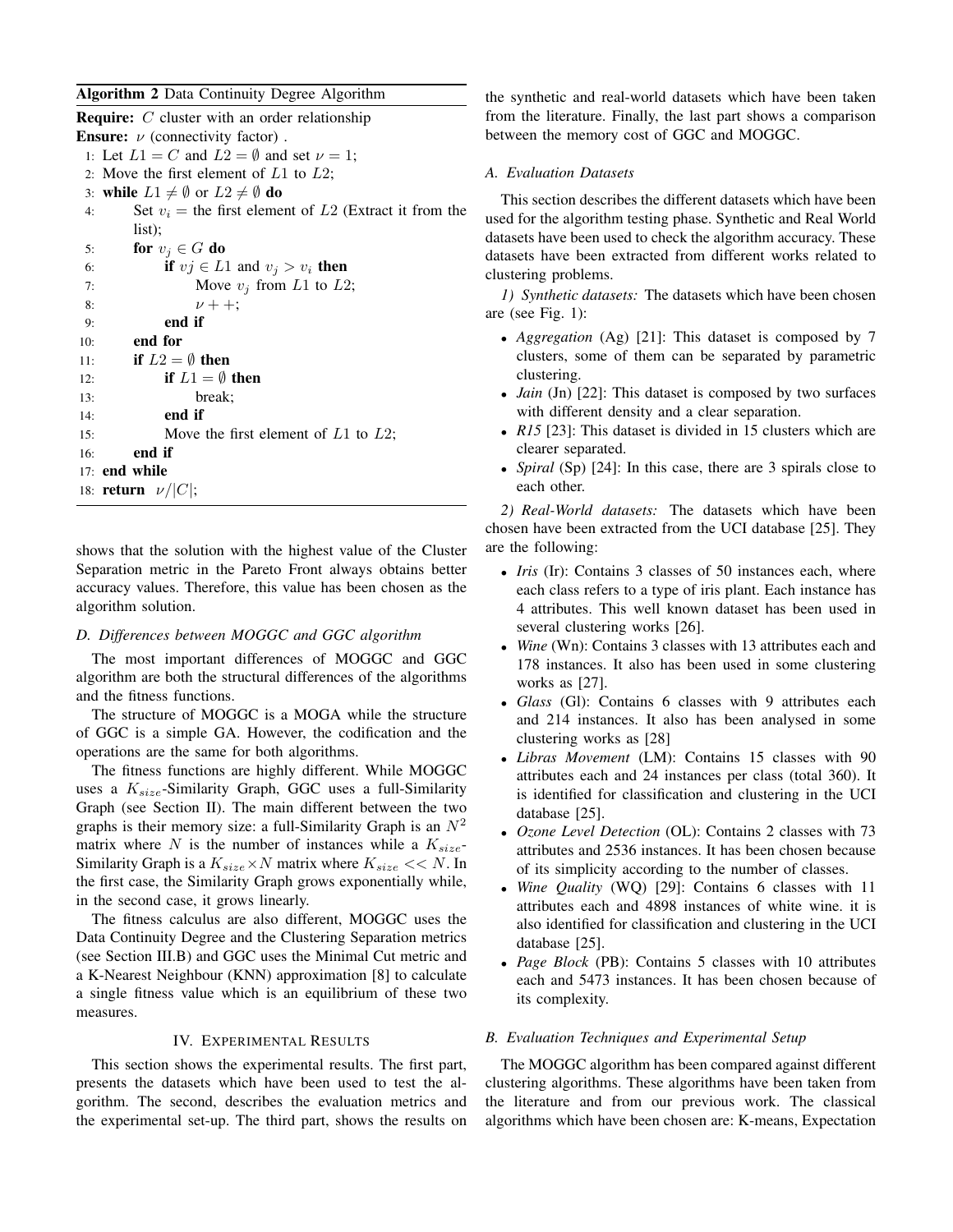**Algorithm 2** Data Continuity Degree Algorithm

**Require:** $C$ cluster with an order relationship
**Ensure:** $\nu$ (connectivity factor) .

1: Let $L1 = C$ and $L2 = \emptyset$ and set $\nu = 1$;
2: Move the first element of $L1$ to $L2$;
3: **while** $L1 \neq \emptyset$ or $L2 \neq \emptyset$ **do**
4: Set $v_i$ = the first element of $L2$ (Extract it from the list);
5: **for** $v_j \in G$ **do**
6: **if** $vj \in L1$ and $v_j > v_i$ **then**
7: Move $v_j$ from $L1$ to $L2$;
8: $\nu++$;
9: **end if**
10: **end for**
11: **if** $L2 = \emptyset$ **then**
12: **if** $L1 = \emptyset$ **then**
13: break;
14: **end if**
15: Move the first element of $L1$ to $L2$;
16: **end if**
17: **end while**
18: **return** $\nu/|C|$;

shows that the solution with the highest value of the Cluster Separation metric in the Pareto Front always obtains better accuracy values. Therefore, this value has been chosen as the algorithm solution.

### D. Differences between MOGGC and GGC algorithm

The most important differences of MOGGC and GGC algorithm are both the structural differences of the algorithms and the fitness functions.

The structure of MOGGC is a MOGA while the structure of GGC is a simple GA. However, the codification and the operations are the same for both algorithms.

The fitness functions are highly different. While MOGGC uses a $K_{size}$-Similarity Graph, GGC uses a full-Similarity Graph (see Section II). The main different between the two graphs is their memory size: a full-Similarity Graph is an $N^2$ matrix where $N$ is the number of instances while a $K_{size}$-Similarity Graph is a $K_{size} \times N$ matrix where $K_{size} << N$. In the first case, the Similarity Graph grows exponentially while, in the second case, it grows linearly.

The fitness calculus are also different, MOGGC uses the Data Continuity Degree and the Clustering Separation metrics (see Section III.B) and GGC uses the Minimal Cut metric and a K-Nearest Neighbour (KNN) approximation [8] to calculate a single fitness value which is an equilibrium of these two measures.

## IV. Experimental Results

This section shows the experimental results. The first part, presents the datasets which have been used to test the algorithm. The second, describes the evaluation metrics and the experimental set-up. The third part, shows the results on the synthetic and real-world datasets which have been taken from the literature. Finally, the last part shows a comparison between the memory cost of GGC and MOGGC.

### A. Evaluation Datasets

This section describes the different datasets which have been used for the algorithm testing phase. Synthetic and Real World datasets have been used to check the algorithm accuracy. These datasets have been extracted from different works related to clustering problems.

*1) Synthetic datasets:* The datasets which have been chosen are (see Fig. 1):

- *Aggregation* (Ag) [21]: This dataset is composed by 7 clusters, some of them can be separated by parametric clustering.
- *Jain* (Jn) [22]: This dataset is composed by two surfaces with different density and a clear separation.
- *R15* [23]: This dataset is divided in 15 clusters which are clearer separated.
- *Spiral* (Sp) [24]: In this case, there are 3 spirals close to each other.

*2) Real-World datasets:* The datasets which have been chosen have been extracted from the UCI database [25]. They are the following:

- *Iris* (Ir): Contains 3 classes of 50 instances each, where each class refers to a type of iris plant. Each instance has 4 attributes. This well known dataset has been used in several clustering works [26].
- *Wine* (Wn): Contains 3 classes with 13 attributes each and 178 instances. It also has been used in some clustering works as [27].
- *Glass* (Gl): Contains 6 classes with 9 attributes each and 214 instances. It also has been analysed in some clustering works as [28]
- *Libras Movement* (LM): Contains 15 classes with 90 attributes each and 24 instances per class (total 360). It is identified for classification and clustering in the UCI database [25].
- *Ozone Level Detection* (OL): Contains 2 classes with 73 attributes and 2536 instances. It has been chosen because of its simplicity according to the number of classes.
- *Wine Quality* (WQ) [29]: Contains 6 classes with 11 attributes each and 4898 instances of white wine. it is also identified for classification and clustering in the UCI database [25].
- *Page Block* (PB): Contains 5 classes with 10 attributes each and 5473 instances. It has been chosen because of its complexity.

### B. Evaluation Techniques and Experimental Setup

The MOGGC algorithm has been compared against different clustering algorithms. These algorithms have been taken from the literature and from our previous work. The classical algorithms which have been chosen are: K-means, Expectation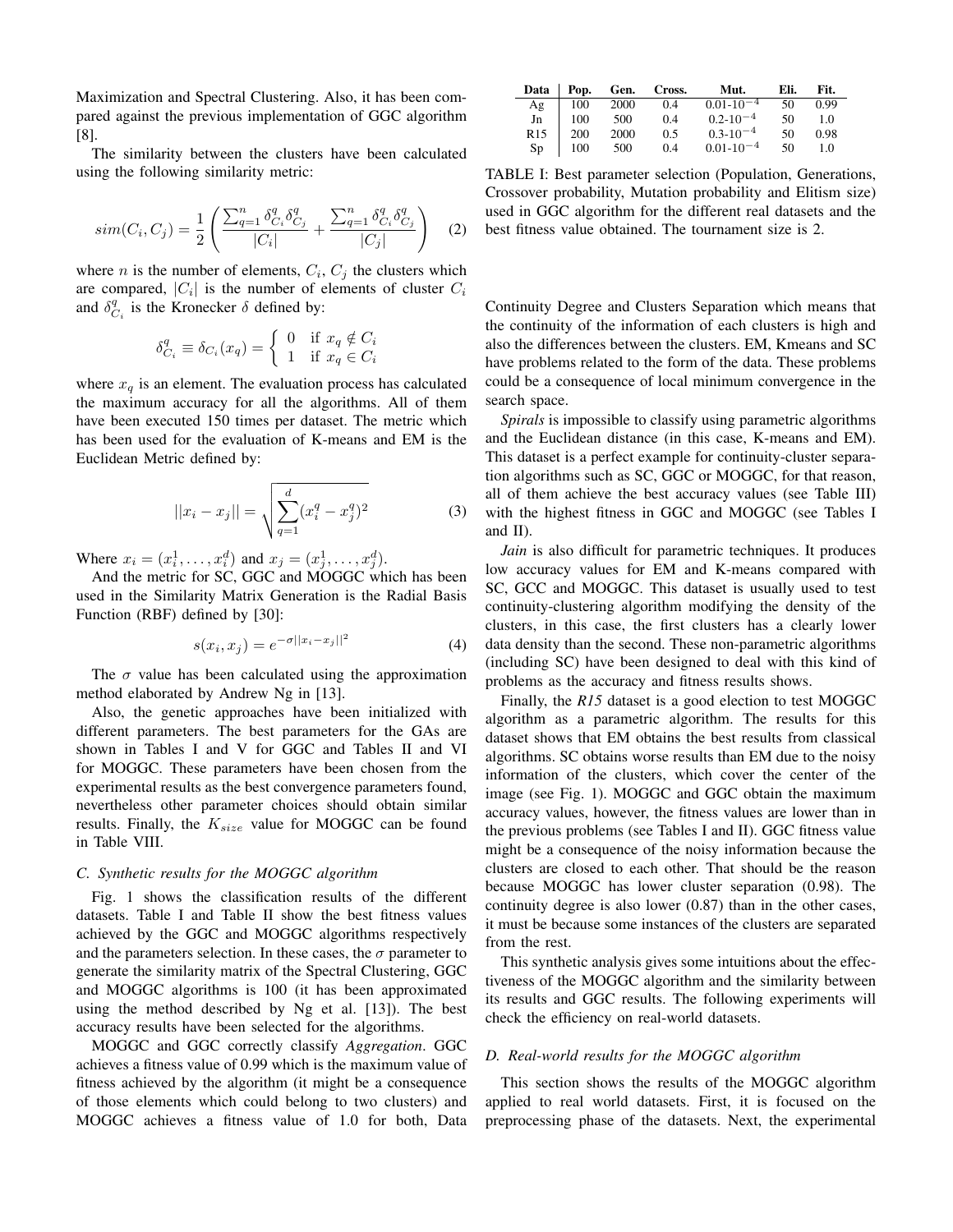Maximization and Spectral Clustering. Also, it has been compared against the previous implementation of GGC algorithm [8].

The similarity between the clusters have been calculated using the following similarity metric:

$$sim(C_i, C_j) = \frac{1}{2}\left(\frac{\sum_{q=1}^{n} \delta_{C_i}^{q} \delta_{C_j}^{q}}{|C_i|} + \frac{\sum_{q=1}^{n} \delta_{C_i}^{q} \delta_{C_j}^{q}}{|C_j|}\right) \quad (2)$$

where $n$ is the number of elements, $C_i$, $C_j$ the clusters which are compared, $|C_i|$ is the number of elements of cluster $C_i$ and $\delta_{C_i}^{q}$ is the Kronecker $\delta$ defined by:

$$\delta_{C_i}^{q} \equiv \delta_{C_i}(x_q) = \begin{cases} 0 & \text{if } x_q \notin C_i \\ 1 & \text{if } x_q \in C_i \end{cases}$$

where $x_q$ is an element. The evaluation process has calculated the maximum accuracy for all the algorithms. All of them have been executed 150 times per dataset. The metric which has been used for the evaluation of K-means and EM is the Euclidean Metric defined by:

$$||x_i - x_j|| = \sqrt{\sum_{q=1}^{d}(x_i^q - x_j^q)^2} \quad (3)$$

Where $x_i = (x_i^1, \ldots, x_i^d)$ and $x_j = (x_j^1, \ldots, x_j^d)$.

And the metric for SC, GGC and MOGGC which has been used in the Similarity Matrix Generation is the Radial Basis Function (RBF) defined by [30]:

$$s(x_i, x_j) = e^{-\sigma||x_i - x_j||^2} \quad (4)$$

The $\sigma$ value has been calculated using the approximation method elaborated by Andrew Ng in [13].

Also, the genetic approaches have been initialized with different parameters. The best parameters for the GAs are shown in Tables I and V for GGC and Tables II and VI for MOGGC. These parameters have been chosen from the experimental results as the best convergence parameters found, nevertheless other parameter choices should obtain similar results. Finally, the $K_{size}$ value for MOGGC can be found in Table VIII.

### C. Synthetic results for the MOGGC algorithm

Fig. 1 shows the classification results of the different datasets. Table I and Table II show the best fitness values achieved by the GGC and MOGGC algorithms respectively and the parameters selection. In these cases, the $\sigma$ parameter to generate the similarity matrix of the Spectral Clustering, GGC and MOGGC algorithms is 100 (it has been approximated using the method described by Ng et al. [13]). The best accuracy results have been selected for the algorithms.

MOGGC and GGC correctly classify *Aggregation*. GGC achieves a fitness value of 0.99 which is the maximum value of fitness achieved by the algorithm (it might be a consequence of those elements which could belong to two clusters) and MOGGC achieves a fitness value of 1.0 for both, Data Continuity Degree and Clusters Separation which means that the continuity of the information of each clusters is high and also the differences between the clusters. EM, Kmeans and SC have problems related to the form of the data. These problems could be a consequence of local minimum convergence in the search space.

| Data | Pop. | Gen. | Cross. | Mut. | Eli. | Fit. |
|---|---|---|---|---|---|---|
| Ag | 100 | 2000 | 0.4 | $0.01\text{-}10^{-4}$ | 50 | 0.99 |
| Jn | 100 | 500 | 0.4 | $0.2\text{-}10^{-4}$ | 50 | 1.0 |
| R15 | 200 | 2000 | 0.5 | $0.3\text{-}10^{-4}$ | 50 | 0.98 |
| Sp | 100 | 500 | 0.4 | $0.01\text{-}10^{-4}$ | 50 | 1.0 |

TABLE I: Best parameter selection (Population, Generations, Crossover probability, Mutation probability and Elitism size) used in GGC algorithm for the different real datasets and the best fitness value obtained. The tournament size is 2.

*Spirals* is impossible to classify using parametric algorithms and the Euclidean distance (in this case, K-means and EM). This dataset is a perfect example for continuity-cluster separation algorithms such as SC, GGC or MOGGC, for that reason, all of them achieve the best accuracy values (see Table III) with the highest fitness in GGC and MOGGC (see Tables I and II).

*Jain* is also difficult for parametric techniques. It produces low accuracy values for EM and K-means compared with SC, GCC and MOGGC. This dataset is usually used to test continuity-clustering algorithm modifying the density of the clusters, in this case, the first clusters has a clearly lower data density than the second. These non-parametric algorithms (including SC) have been designed to deal with this kind of problems as the accuracy and fitness results shows.

Finally, the *R15* dataset is a good election to test MOGGC algorithm as a parametric algorithm. The results for this dataset shows that EM obtains the best results from classical algorithms. SC obtains worse results than EM due to the noisy information of the clusters, which cover the center of the image (see Fig. 1). MOGGC and GGC obtain the maximum accuracy values, however, the fitness values are lower than in the previous problems (see Tables I and II). GGC fitness value might be a consequence of the noisy information because the clusters are closed to each other. That should be the reason because MOGGC has lower cluster separation (0.98). The continuity degree is also lower (0.87) than in the other cases, it must be because some instances of the clusters are separated from the rest.

This synthetic analysis gives some intuitions about the effectiveness of the MOGGC algorithm and the similarity between its results and GGC results. The following experiments will check the efficiency on real-world datasets.

### D. Real-world results for the MOGGC algorithm

This section shows the results of the MOGGC algorithm applied to real world datasets. First, it is focused on the preprocessing phase of the datasets. Next, the experimental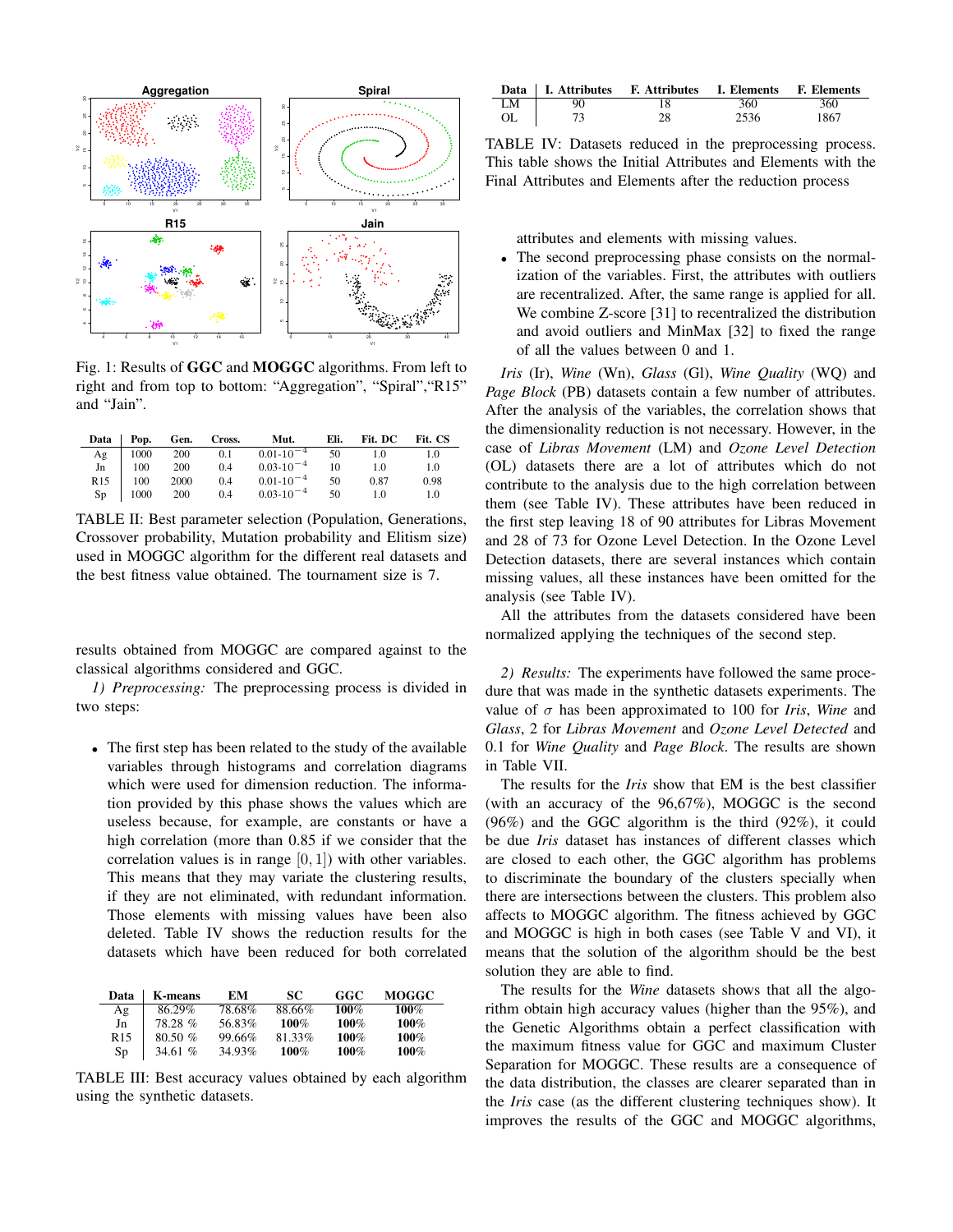Fig. 1: Results of **GGC** and **MOGGC** algorithms. From left to right and from top to bottom: "Aggregation", "Spiral","R15" and "Jain".

| Data | Pop. | Gen. | Cross. | Mut. | Eli. | Fit. DC | Fit. CS |
|---|---|---|---|---|---|---|---|
| Ag | 1000 | 200 | 0.1 | $0.01 \cdot 10^{-4}$ | 50 | 1.0 | 1.0 |
| Jn | 100 | 200 | 0.4 | $0.03 \cdot 10^{-4}$ | 10 | 1.0 | 1.0 |
| R15 | 100 | 2000 | 0.4 | $0.01 \cdot 10^{-4}$ | 50 | 0.87 | 0.98 |
| Sp | 1000 | 200 | 0.4 | $0.03 \cdot 10^{-4}$ | 50 | 1.0 | 1.0 |

TABLE II: Best parameter selection (Population, Generations, Crossover probability, Mutation probability and Elitism size) used in MOGGC algorithm for the different real datasets and the best fitness value obtained. The tournament size is 7.

results obtained from MOGGC are compared against to the classical algorithms considered and GGC.

*1) Preprocessing:* The preprocessing process is divided in two steps:

- The first step has been related to the study of the available variables through histograms and correlation diagrams which were used for dimension reduction. The information provided by this phase shows the values which are useless because, for example, are constants or have a high correlation (more than 0.85 if we consider that the correlation values is in range $[0, 1]$) with other variables. This means that they may variate the clustering results, if they are not eliminated, with redundant information. Those elements with missing values have been also deleted. Table IV shows the reduction results for the datasets which have been reduced for both correlated attributes and elements with missing values.
- The second preprocessing phase consists on the normalization of the variables. First, the attributes with outliers are recentralized. After, the same range is applied for all. We combine Z-score [31] to recentralized the distribution and avoid outliers and MinMax [32] to fixed the range of all the values between 0 and 1.

| Data | K-means | EM | SC | GGC | MOGGC |
|---|---|---|---|---|---|
| Ag | 86.29% | 78.68% | 88.66% | **100%** | **100%** |
| Jn | 78.28 % | 56.83% | **100%** | **100%** | **100%** |
| R15 | 80.50 % | 99.66% | 81.33% | **100%** | **100%** |
| Sp | 34.61 % | 34.93% | **100%** | **100%** | **100%** |

TABLE III: Best accuracy values obtained by each algorithm using the synthetic datasets.

| Data | I. Attributes | F. Attributes | I. Elements | F. Elements |
|---|---|---|---|---|
| LM | 90 | 18 | 360 | 360 |
| OL | 73 | 28 | 2536 | 1867 |

TABLE IV: Datasets reduced in the preprocessing process. This table shows the Initial Attributes and Elements with the Final Attributes and Elements after the reduction process

*Iris* (Ir), *Wine* (Wn), *Glass* (Gl), *Wine Quality* (WQ) and *Page Block* (PB) datasets contain a few number of attributes. After the analysis of the variables, the correlation shows that the dimensionality reduction is not necessary. However, in the case of *Libras Movement* (LM) and *Ozone Level Detection* (OL) datasets there are a lot of attributes which do not contribute to the analysis due to the high correlation between them (see Table IV). These attributes have been reduced in the first step leaving 18 of 90 attributes for Libras Movement and 28 of 73 for Ozone Level Detection. In the Ozone Level Detection datasets, there are several instances which contain missing values, all these instances have been omitted for the analysis (see Table IV).

All the attributes from the datasets considered have been normalized applying the techniques of the second step.

*2) Results:* The experiments have followed the same procedure that was made in the synthetic datasets experiments. The value of $\sigma$ has been approximated to 100 for *Iris*, *Wine* and *Glass*, 2 for *Libras Movement* and *Ozone Level Detected* and 0.1 for *Wine Quality* and *Page Block*. The results are shown in Table VII.

The results for the *Iris* show that EM is the best classifier (with an accuracy of the 96,67%), MOGGC is the second (96%) and the GGC algorithm is the third (92%), it could be due *Iris* dataset has instances of different classes which are closed to each other, the GGC algorithm has problems to discriminate the boundary of the clusters specially when there are intersections between the clusters. This problem also affects to MOGGC algorithm. The fitness achieved by GGC and MOGGC is high in both cases (see Table V and VI), it means that the solution of the algorithm should be the best solution they are able to find.

The results for the *Wine* datasets shows that all the algorithm obtain high accuracy values (higher than the 95%), and the Genetic Algorithms obtain a perfect classification with the maximum fitness value for GGC and maximum Cluster Separation for MOGGC. These results are a consequence of the data distribution, the classes are clearer separated than in the *Iris* case (as the different clustering techniques show). It improves the results of the GGC and MOGGC algorithms,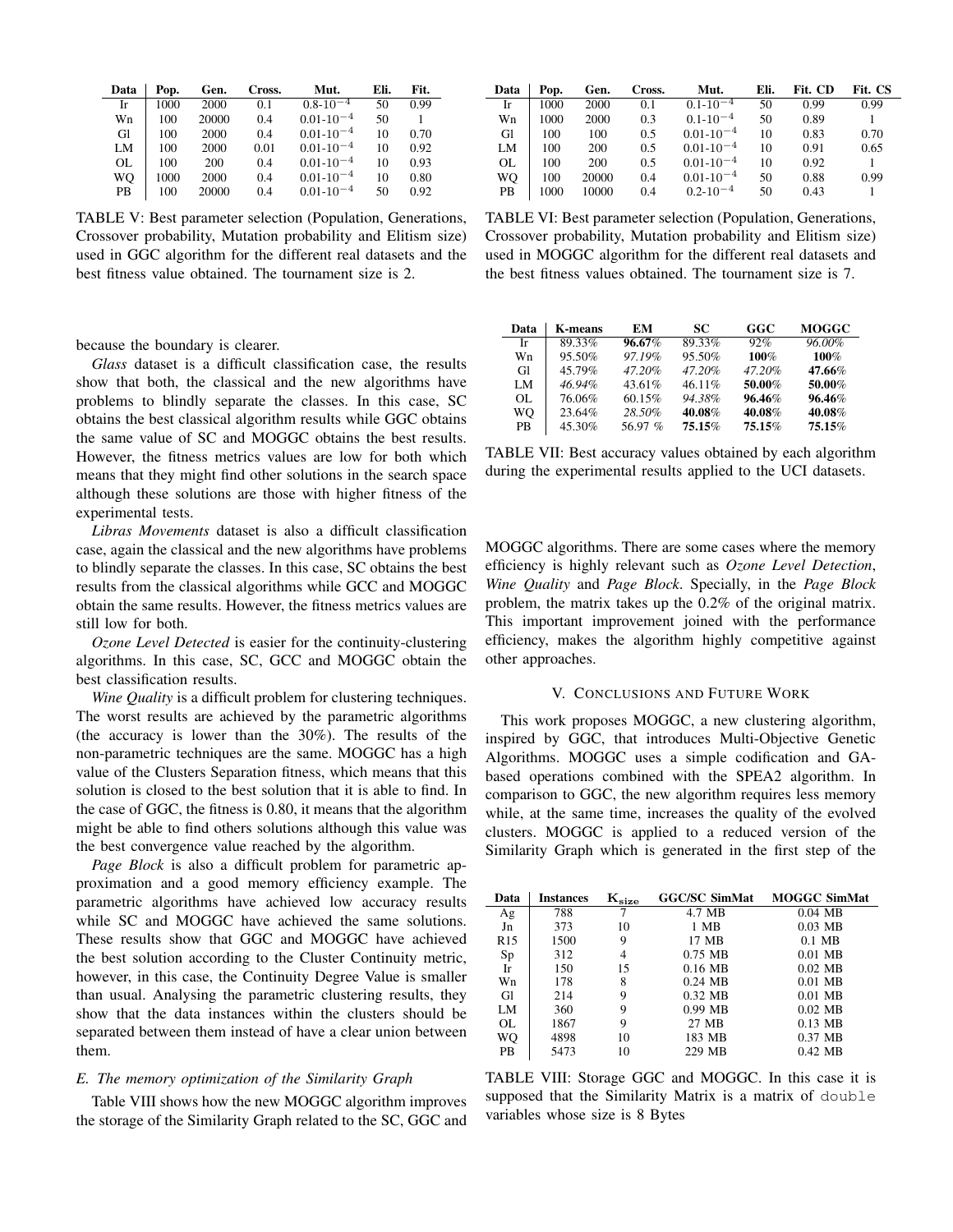| Data | Pop. | Gen. | Cross. | Mut. | Eli. | Fit. |
|---|---|---|---|---|---|---|
| Ir | 1000 | 2000 | 0.1 | $0.8 \cdot 10^{-4}$ | 50 | 0.99 |
| Wn | 100 | 20000 | 0.4 | $0.01 \cdot 10^{-4}$ | 50 | 1 |
| Gl | 100 | 2000 | 0.4 | $0.01 \cdot 10^{-4}$ | 10 | 0.70 |
| LM | 100 | 2000 | 0.01 | $0.01 \cdot 10^{-4}$ | 10 | 0.92 |
| OL | 100 | 200 | 0.4 | $0.01 \cdot 10^{-4}$ | 10 | 0.93 |
| WQ | 1000 | 2000 | 0.4 | $0.01 \cdot 10^{-4}$ | 10 | 0.80 |
| PB | 100 | 20000 | 0.4 | $0.01 \cdot 10^{-4}$ | 50 | 0.92 |

TABLE V: Best parameter selection (Population, Generations, Crossover probability, Mutation probability and Elitism size) used in GGC algorithm for the different real datasets and the best fitness value obtained. The tournament size is 2.

| Data | Pop. | Gen. | Cross. | Mut. | Eli. | Fit. CD | Fit. CS |
|---|---|---|---|---|---|---|---|
| Ir | 1000 | 2000 | 0.1 | $0.1 \cdot 10^{-4}$ | 50 | 0.99 | 0.99 |
| Wn | 1000 | 2000 | 0.3 | $0.1 \cdot 10^{-4}$ | 50 | 0.89 | 1 |
| Gl | 100 | 100 | 0.5 | $0.01 \cdot 10^{-4}$ | 10 | 0.83 | 0.70 |
| LM | 100 | 200 | 0.5 | $0.01 \cdot 10^{-4}$ | 10 | 0.91 | 0.65 |
| OL | 100 | 200 | 0.5 | $0.01 \cdot 10^{-4}$ | 10 | 0.92 | 1 |
| WQ | 100 | 20000 | 0.4 | $0.01 \cdot 10^{-4}$ | 50 | 0.88 | 0.99 |
| PB | 1000 | 10000 | 0.4 | $0.2 \cdot 10^{-4}$ | 50 | 0.43 | 1 |

TABLE VI: Best parameter selection (Population, Generations, Crossover probability, Mutation probability and Elitism size) used in MOGGC algorithm for the different real datasets and the best fitness values obtained. The tournament size is 7.

| Data | K-means | EM | SC | GGC | MOGGC |
|---|---|---|---|---|---|
| Ir | 89.33% | ***96.67%*** | 89.33% | 92% | *96.00%* |
| Wn | 95.50% | *97.19%* | 95.50% | **100%** | **100%** |
| Gl | 45.79% | *47.20%* | *47.20%* | *47.20%* | **47.66%** |
| LM | *46.94%* | 43.61% | 46.11% | **50.00%** | **50.00%** |
| OL | 76.06% | 60.15% | *94.38%* | **96.46%** | **96.46%** |
| WQ | 23.64% | *28.50%* | **40.08%** | **40.08%** | **40.08%** |
| PB | 45.30% | 56.97 % | **75.15%** | **75.15%** | **75.15%** |

TABLE VII: Best accuracy values obtained by each algorithm during the experimental results applied to the UCI datasets.

because the boundary is clearer.

*Glass* dataset is a difficult classification case, the results show that both, the classical and the new algorithms have problems to blindly separate the classes. In this case, SC obtains the best classical algorithm results while GGC obtains the same value of SC and MOGGC obtains the best results. However, the fitness metrics values are low for both which means that they might find other solutions in the search space although these solutions are those with higher fitness of the experimental tests.

*Libras Movements* dataset is also a difficult classification case, again the classical and the new algorithms have problems to blindly separate the classes. In this case, SC obtains the best results from the classical algorithms while GCC and MOGGC obtain the same results. However, the fitness metrics values are still low for both.

*Ozone Level Detected* is easier for the continuity-clustering algorithms. In this case, SC, GCC and MOGGC obtain the best classification results.

*Wine Quality* is a difficult problem for clustering techniques. The worst results are achieved by the parametric algorithms (the accuracy is lower than the 30%). The results of the non-parametric techniques are the same. MOGGC has a high value of the Clusters Separation fitness, which means that this solution is closed to the best solution that it is able to find. In the case of GGC, the fitness is 0.80, it means that the algorithm might be able to find others solutions although this value was the best convergence value reached by the algorithm.

*Page Block* is also a difficult problem for parametric approximation and a good memory efficiency example. The parametric algorithms have achieved low accuracy results while SC and MOGGC have achieved the same solutions. These results show that GGC and MOGGC have achieved the best solution according to the Cluster Continuity metric, however, in this case, the Continuity Degree Value is smaller than usual. Analysing the parametric clustering results, they show that the data instances within the clusters should be separated between them instead of have a clear union between them.

### E. The memory optimization of the Similarity Graph

Table VIII shows how the new MOGGC algorithm improves the storage of the Similarity Graph related to the SC, GGC and MOGGC algorithms. There are some cases where the memory efficiency is highly relevant such as *Ozone Level Detection*, *Wine Quality* and *Page Block*. Specially, in the *Page Block* problem, the matrix takes up the 0.2% of the original matrix. This important improvement joined with the performance efficiency, makes the algorithm highly competitive against other approaches.

## V. Conclusions and Future Work

This work proposes MOGGC, a new clustering algorithm, inspired by GGC, that introduces Multi-Objective Genetic Algorithms. MOGGC uses a simple codification and GA-based operations combined with the SPEA2 algorithm. In comparison to GGC, the new algorithm requires less memory while, at the same time, increases the quality of the evolved clusters. MOGGC is applied to a reduced version of the Similarity Graph which is generated in the first step of the

| Data | Instances | $\mathbf{K_{size}}$ | GGC/SC SimMat | MOGGC SimMat |
|---|---|---|---|---|
| Ag | 788 | 7 | 4.7 MB | 0.04 MB |
| Jn | 373 | 10 | 1 MB | 0.03 MB |
| R15 | 1500 | 9 | 17 MB | 0.1 MB |
| Sp | 312 | 4 | 0.75 MB | 0.01 MB |
| Ir | 150 | 15 | 0.16 MB | 0.02 MB |
| Wn | 178 | 8 | 0.24 MB | 0.01 MB |
| Gl | 214 | 9 | 0.32 MB | 0.01 MB |
| LM | 360 | 9 | 0.99 MB | 0.02 MB |
| OL | 1867 | 9 | 27 MB | 0.13 MB |
| WQ | 4898 | 10 | 183 MB | 0.37 MB |
| PB | 5473 | 10 | 229 MB | 0.42 MB |

TABLE VIII: Storage GGC and MOGGC. In this case it is supposed that the Similarity Matrix is a matrix of `double` variables whose size is 8 Bytes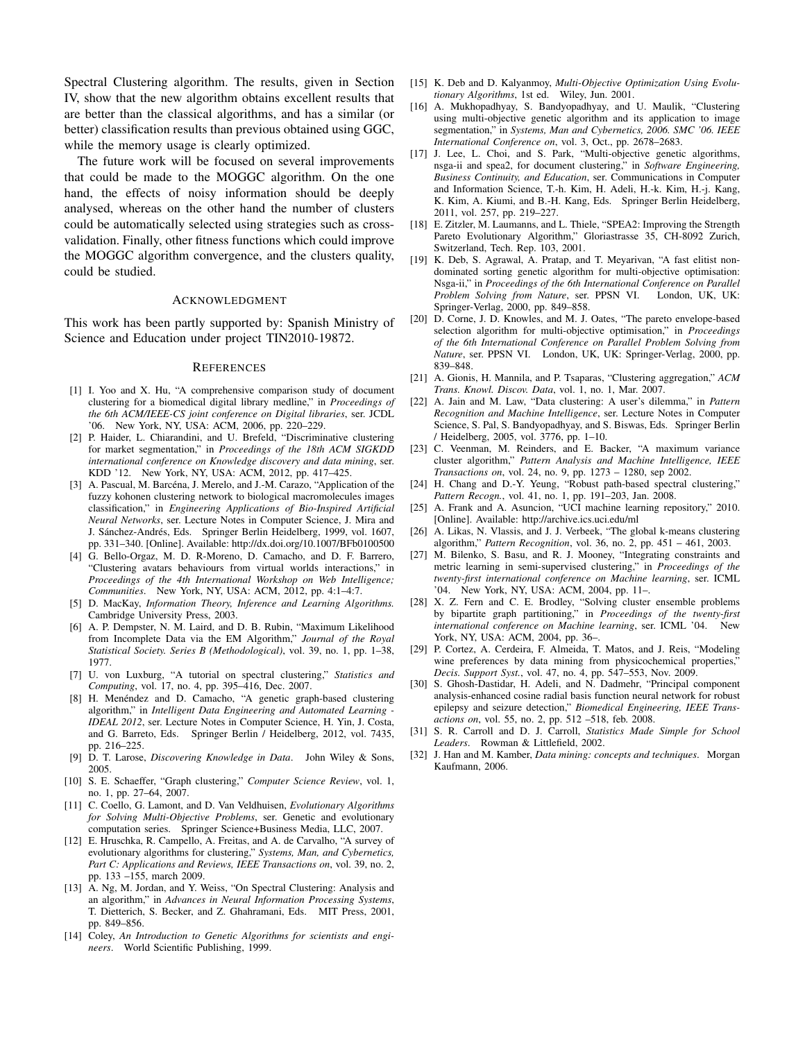Spectral Clustering algorithm. The results, given in Section IV, show that the new algorithm obtains excellent results that are better than the classical algorithms, and has a similar (or better) classification results than previous obtained using GGC, while the memory usage is clearly optimized.

The future work will be focused on several improvements that could be made to the MOGGC algorithm. On the one hand, the effects of noisy information should be deeply analysed, whereas on the other hand the number of clusters could be automatically selected using strategies such as cross-validation. Finally, other fitness functions which could improve the MOGGC algorithm convergence, and the clusters quality, could be studied.

## Acknowledgment

This work has been partly supported by: Spanish Ministry of Science and Education under project TIN2010-19872.

## References

[1] I. Yoo and X. Hu, "A comprehensive comparison study of document clustering for a biomedical digital library medline," in *Proceedings of the 6th ACM/IEEE-CS joint conference on Digital libraries*, ser. JCDL '06. New York, NY, USA: ACM, 2006, pp. 220–229.

[2] P. Haider, L. Chiarandini, and U. Brefeld, "Discriminative clustering for market segmentation," in *Proceedings of the 18th ACM SIGKDD international conference on Knowledge discovery and data mining*, ser. KDD '12. New York, NY, USA: ACM, 2012, pp. 417–425.

[3] A. Pascual, M. Barcéna, J. Merelo, and J.-M. Carazo, "Application of the fuzzy kohonen clustering network to biological macromolecules images classification," in *Engineering Applications of Bio-Inspired Artificial Neural Networks*, ser. Lecture Notes in Computer Science, J. Mira and J. Sánchez-Andrés, Eds. Springer Berlin Heidelberg, 1999, vol. 1607, pp. 331–340. [Online]. Available: http://dx.doi.org/10.1007/BFb0100500

[4] G. Bello-Orgaz, M. D. R-Moreno, D. Camacho, and D. F. Barrero, "Clustering avatars behaviours from virtual worlds interactions," in *Proceedings of the 4th International Workshop on Web Intelligence; Communities*. New York, NY, USA: ACM, 2012, pp. 4:1–4:7.

[5] D. MacKay, *Information Theory, Inference and Learning Algorithms.* Cambridge University Press, 2003.

[6] A. P. Dempster, N. M. Laird, and D. B. Rubin, "Maximum Likelihood from Incomplete Data via the EM Algorithm," *Journal of the Royal Statistical Society. Series B (Methodological)*, vol. 39, no. 1, pp. 1–38, 1977.

[7] U. von Luxburg, "A tutorial on spectral clustering," *Statistics and Computing*, vol. 17, no. 4, pp. 395–416, Dec. 2007.

[8] H. Menéndez and D. Camacho, "A genetic graph-based clustering algorithm," in *Intelligent Data Engineering and Automated Learning - IDEAL 2012*, ser. Lecture Notes in Computer Science, H. Yin, J. Costa, and G. Barreto, Eds. Springer Berlin / Heidelberg, 2012, vol. 7435, pp. 216–225.

[9] D. T. Larose, *Discovering Knowledge in Data*. John Wiley & Sons, 2005.

[10] S. E. Schaeffer, "Graph clustering," *Computer Science Review*, vol. 1, no. 1, pp. 27–64, 2007.

[11] C. Coello, G. Lamont, and D. Van Veldhuisen, *Evolutionary Algorithms for Solving Multi-Objective Problems*, ser. Genetic and evolutionary computation series. Springer Science+Business Media, LLC, 2007.

[12] E. Hruschka, R. Campello, A. Freitas, and A. de Carvalho, "A survey of evolutionary algorithms for clustering," *Systems, Man, and Cybernetics, Part C: Applications and Reviews, IEEE Transactions on*, vol. 39, no. 2, pp. 133 –155, march 2009.

[13] A. Ng, M. Jordan, and Y. Weiss, "On Spectral Clustering: Analysis and an algorithm," in *Advances in Neural Information Processing Systems*, T. Dietterich, S. Becker, and Z. Ghahramani, Eds. MIT Press, 2001, pp. 849–856.

[14] Coley, *An Introduction to Genetic Algorithms for scientists and engineers*. World Scientific Publishing, 1999.

[15] K. Deb and D. Kalyanmoy, *Multi-Objective Optimization Using Evolutionary Algorithms*, 1st ed. Wiley, Jun. 2001.

[16] A. Mukhopadhyay, S. Bandyopadhyay, and U. Maulik, "Clustering using multi-objective genetic algorithm and its application to image segmentation," in *Systems, Man and Cybernetics, 2006. SMC '06. IEEE International Conference on*, vol. 3, Oct., pp. 2678–2683.

[17] J. Lee, L. Choi, and S. Park, "Multi-objective genetic algorithms, nsga-ii and spea2, for document clustering," in *Software Engineering, Business Continuity, and Education*, ser. Communications in Computer and Information Science, T.-h. Kim, H. Adeli, H.-k. Kim, H.-j. Kang, K. Kim, A. Kiumi, and B.-H. Kang, Eds. Springer Berlin Heidelberg, 2011, vol. 257, pp. 219–227.

[18] E. Zitzler, M. Laumanns, and L. Thiele, "SPEA2: Improving the Strength Pareto Evolutionary Algorithm," Gloriastrasse 35, CH-8092 Zurich, Switzerland, Tech. Rep. 103, 2001.

[19] K. Deb, S. Agrawal, A. Pratap, and T. Meyarivan, "A fast elitist non-dominated sorting genetic algorithm for multi-objective optimisation: Nsga-ii," in *Proceedings of the 6th International Conference on Parallel Problem Solving from Nature*, ser. PPSN VI. London, UK, UK: Springer-Verlag, 2000, pp. 849–858.

[20] D. Corne, J. D. Knowles, and M. J. Oates, "The pareto envelope-based selection algorithm for multi-objective optimisation," in *Proceedings of the 6th International Conference on Parallel Problem Solving from Nature*, ser. PPSN VI. London, UK, UK: Springer-Verlag, 2000, pp. 839–848.

[21] A. Gionis, H. Mannila, and P. Tsaparas, "Clustering aggregation," *ACM Trans. Knowl. Discov. Data*, vol. 1, no. 1, Mar. 2007.

[22] A. Jain and M. Law, "Data clustering: A user's dilemma," in *Pattern Recognition and Machine Intelligence*, ser. Lecture Notes in Computer Science, S. Pal, S. Bandyopadhyay, and S. Biswas, Eds. Springer Berlin / Heidelberg, 2005, vol. 3776, pp. 1–10.

[23] C. Veenman, M. Reinders, and E. Backer, "A maximum variance cluster algorithm," *Pattern Analysis and Machine Intelligence, IEEE Transactions on*, vol. 24, no. 9, pp. 1273 – 1280, sep 2002.

[24] H. Chang and D.-Y. Yeung, "Robust path-based spectral clustering," *Pattern Recogn.*, vol. 41, no. 1, pp. 191–203, Jan. 2008.

[25] A. Frank and A. Asuncion, "UCI machine learning repository," 2010. [Online]. Available: http://archive.ics.uci.edu/ml

[26] A. Likas, N. Vlassis, and J. J. Verbeek, "The global k-means clustering algorithm," *Pattern Recognition*, vol. 36, no. 2, pp. 451 – 461, 2003.

[27] M. Bilenko, S. Basu, and R. J. Mooney, "Integrating constraints and metric learning in semi-supervised clustering," in *Proceedings of the twenty-first international conference on Machine learning*, ser. ICML '04. New York, NY, USA: ACM, 2004, pp. 11–.

[28] X. Z. Fern and C. E. Brodley, "Solving cluster ensemble problems by bipartite graph partitioning," in *Proceedings of the twenty-first international conference on Machine learning*, ser. ICML '04. New York, NY, USA: ACM, 2004, pp. 36–.

[29] P. Cortez, A. Cerdeira, F. Almeida, T. Matos, and J. Reis, "Modeling wine preferences by data mining from physicochemical properties," *Decis. Support Syst.*, vol. 47, no. 4, pp. 547–553, Nov. 2009.

[30] S. Ghosh-Dastidar, H. Adeli, and N. Dadmehr, "Principal component analysis-enhanced cosine radial basis function neural network for robust epilepsy and seizure detection," *Biomedical Engineering, IEEE Transactions on*, vol. 55, no. 2, pp. 512 –518, feb. 2008.

[31] S. R. Carroll and D. J. Carroll, *Statistics Made Simple for School Leaders*. Rowman & Littlefield, 2002.

[32] J. Han and M. Kamber, *Data mining: concepts and techniques*. Morgan Kaufmann, 2006.